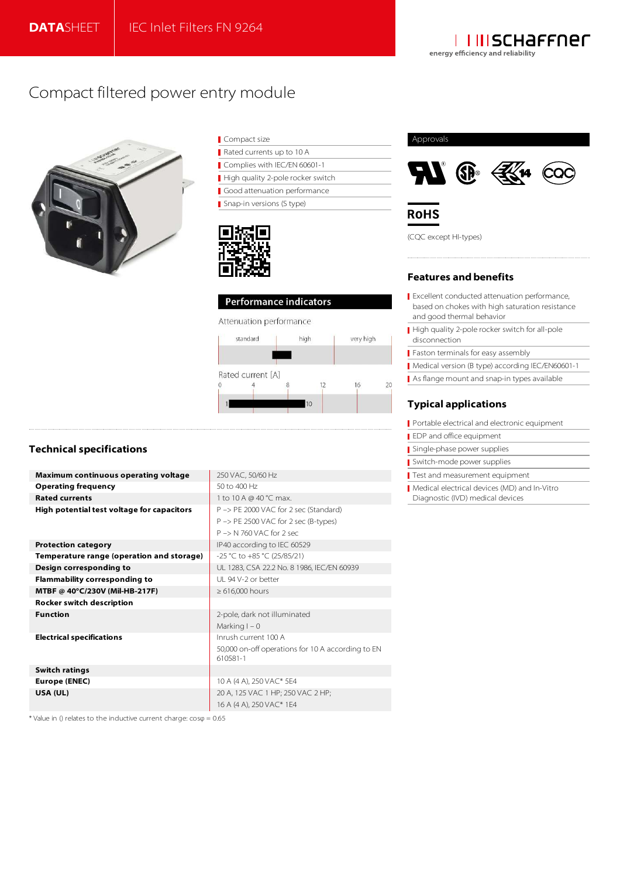DATASHEET | IEC Inlet Filters FN 9264

# Compact filtered power entry module

- Compact size
- Rated currents up to 10 A
- Complies with IEC/EN 60601-1
- High quality 2-pole rocker switch
- Good attenuation performance
- Snap-in versions (S type)

## Approvals

RoHS

(CQC except HI-types)

## Performance indicators

Attenuation performance

| standard | high | very high |
|---|---|---|

Rated current [A]

0 4 8 12 16 20

1 – 10

## Features and benefits

- Excellent conducted attenuation performance, based on chokes with high saturation resistance and good thermal behavior
- High quality 2-pole rocker switch for all-pole disconnection
- Faston terminals for easy assembly
- Medical version (B type) according IEC/EN60601-1
- As flange mount and snap-in types available

## Typical applications

- Portable electrical and electronic equipment
- EDP and office equipment
- Single-phase power supplies
- Switch-mode power supplies
- Test and measurement equipment
- Medical electrical devices (MD) and In-Vitro Diagnostic (IVD) medical devices

## Technical specifications

| | |
|---|---|
| **Maximum continuous operating voltage** | 250 VAC, 50/60 Hz |
| **Operating frequency** | 50 to 400 Hz |
| **Rated currents** | 1 to 10 A @ 40 °C max. |
| **High potential test voltage for capacitors** | P –> PE 2000 VAC for 2 sec (Standard)<br>P –> PE 2500 VAC for 2 sec (B-types)<br>P –> N 760 VAC for 2 sec |
| **Protection category** | IP40 according to IEC 60529 |
| **Temperature range (operation and storage)** | -25 °C to +85 °C (25/85/21) |
| **Design corresponding to** | UL 1283, CSA 22.2 No. 8 1986, IEC/EN 60939 |
| **Flammability corresponding to** | UL 94 V-2 or better |
| **MTBF @ 40°C/230V (Mil-HB-217F)** | ≥ 616,000 hours |
| **Rocker switch description** | |
| **Function** | 2-pole, dark not illuminated<br>Marking I – 0 |
| **Electrical specifications** | Inrush current 100 A<br>50,000 on-off operations for 10 A according to EN 610581-1 |
| **Switch ratings** | |
| **Europe (ENEC)** | 10 A (4 A), 250 VAC* 5E4 |
| **USA (UL)** | 20 A, 125 VAC 1 HP; 250 VAC 2 HP;<br>16 A (4 A), 250 VAC* 1E4 |

* Value in () relates to the inductive current charge: cosφ = 0.65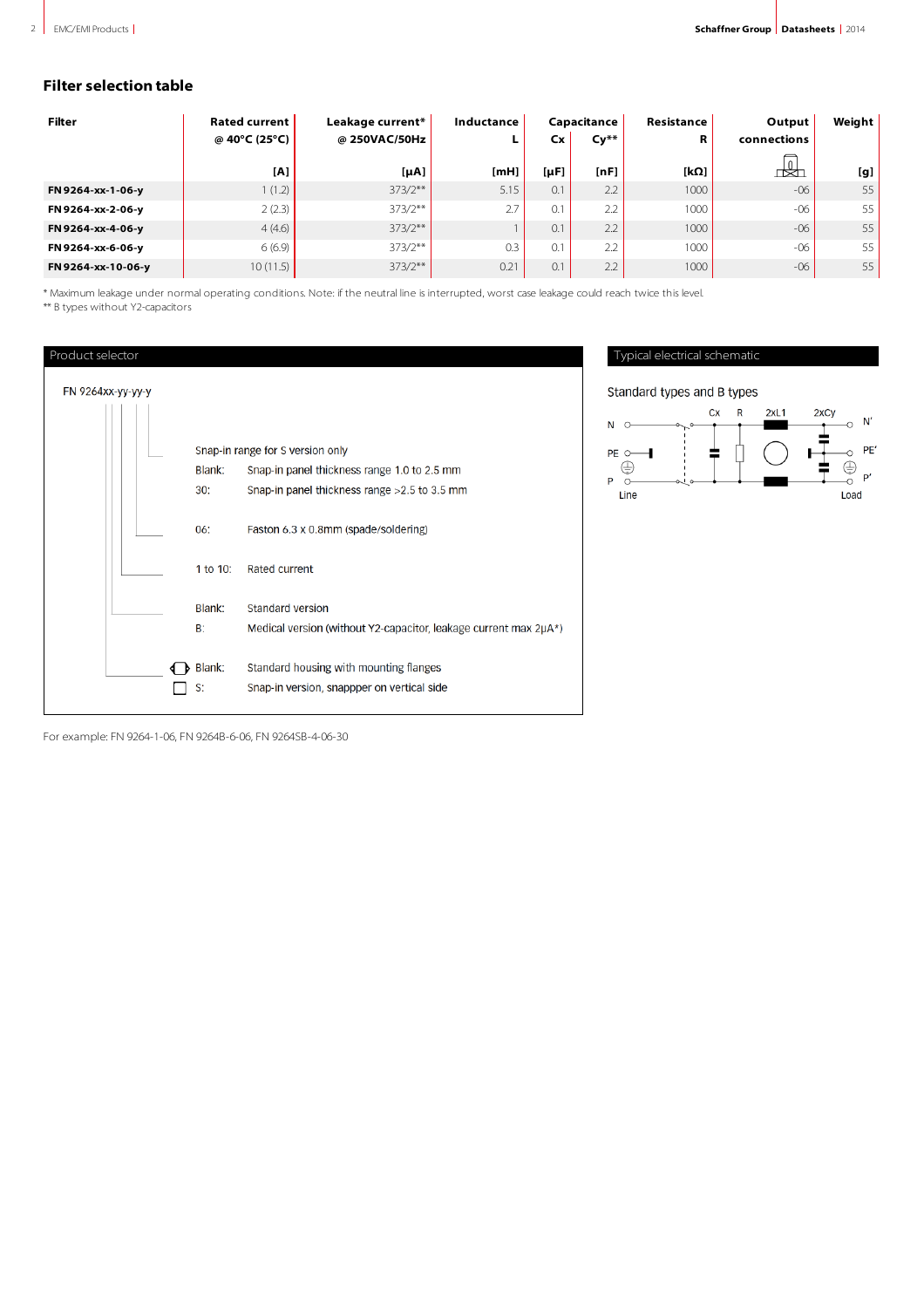## Filter selection table

| Filter | Rated current @ 40°C (25°C) | Leakage current* @ 250VAC/50Hz | Inductance L | Capacitance Cx | Cy** | Resistance R | Output connections | Weight |
|---|---|---|---|---|---|---|---|---|
| | [A] | [µA] | [mH] | [µF] | [nF] | [kΩ] | | [g] |
| **FN 9264-xx-1-06-y** | 1 (1.2) | 373/2** | 5.15 | 0.1 | 2.2 | 1000 | -06 | 55 |
| **FN 9264-xx-2-06-y** | 2 (2.3) | 373/2** | 2.7 | 0.1 | 2.2 | 1000 | -06 | 55 |
| **FN 9264-xx-4-06-y** | 4 (4.6) | 373/2** | 1 | 0.1 | 2.2 | 1000 | -06 | 55 |
| **FN 9264-xx-6-06-y** | 6 (6.9) | 373/2** | 0.3 | 0.1 | 2.2 | 1000 | -06 | 55 |
| **FN 9264-xx-10-06-y** | 10 (11.5) | 373/2** | 0.21 | 0.1 | 2.2 | 1000 | -06 | 55 |

* Maximum leakage under normal operating conditions. Note: if the neutral line is interrupted, worst case leakage could reach twice this level.
** B types without Y2-capacitors

### Product selector

FN 9264xx-yy-yy-y

Snap-in range for S version only
- Blank: Snap-in panel thickness range 1.0 to 2.5 mm
- 30: Snap-in panel thickness range >2.5 to 3.5 mm

- 06: Faston 6.3 x 0.8mm (spade/soldering)

- 1 to 10: Rated current

- Blank: Standard version
- B: Medical version (without Y2-capacitor, leakage current max 2µA*)

- Blank: Standard housing with mounting flanges
- S: Snap-in version, snappper on vertical side

For example: FN 9264-1-06, FN 9264B-6-06, FN 9264SB-4-06-30

### Typical electrical schematic

Standard types and B types

N, PE, P, Line — Cx, R, 2xL1, 2xCy — N', PE', P', Load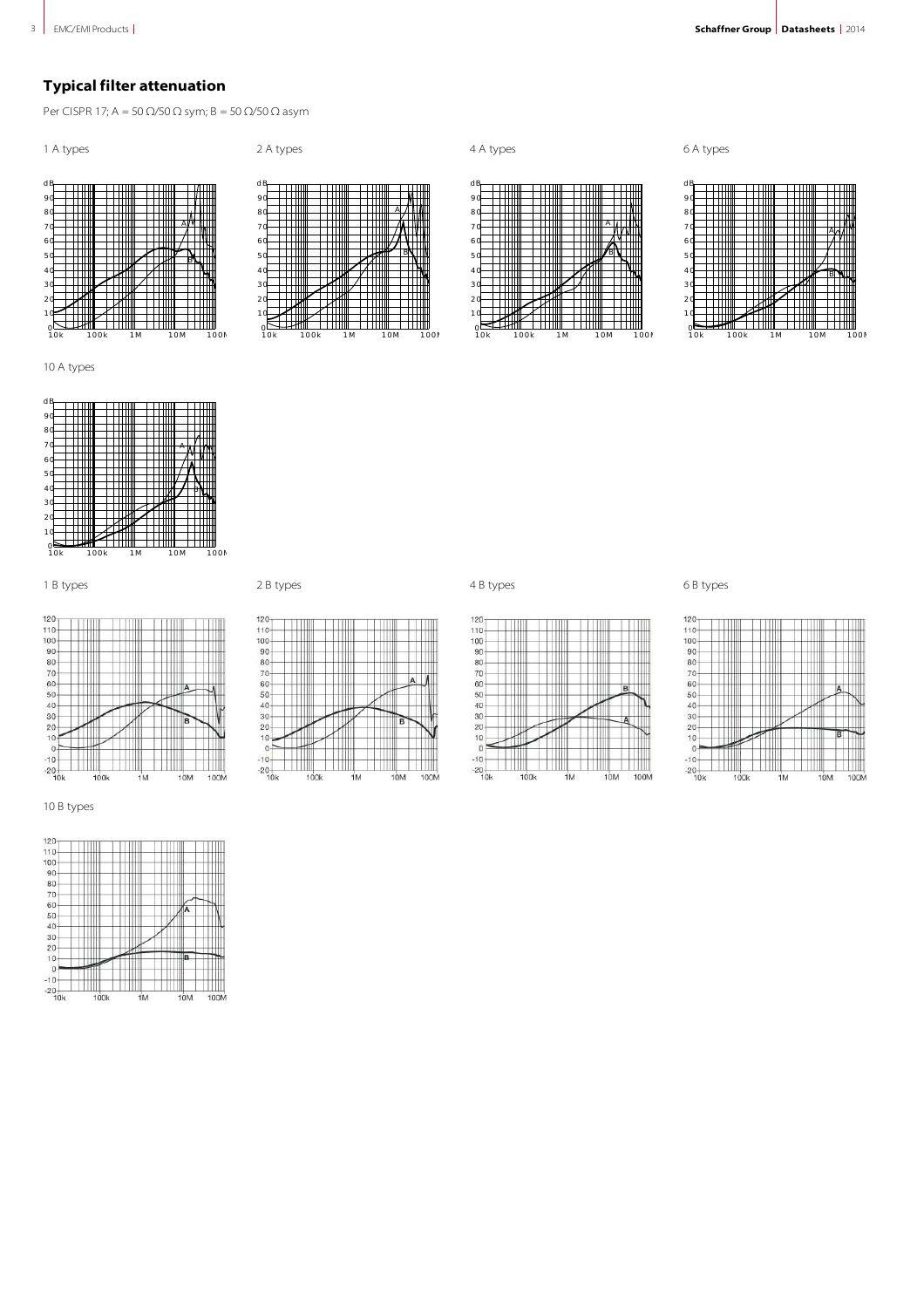## Typical filter attenuation

Per CISPR 17; A = 50 Ω/50 Ω sym; B = 50 Ω/50 Ω asym

1 A types

2 A types

4 A types

6 A types

10 A types

1 B types

2 B types

4 B types

6 B types

10 B types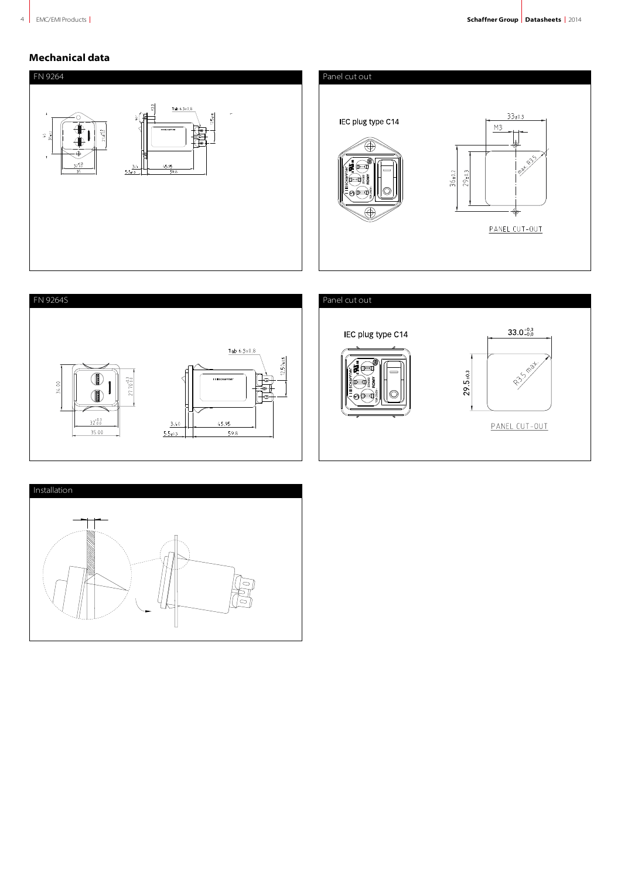## Mechanical data

### FN 9264

### Panel cut out

IEC plug type C14

PANEL CUT-OUT

### FN 9264S

### Panel cut out

IEC plug type C14

PANEL CUT-OUT

### Installation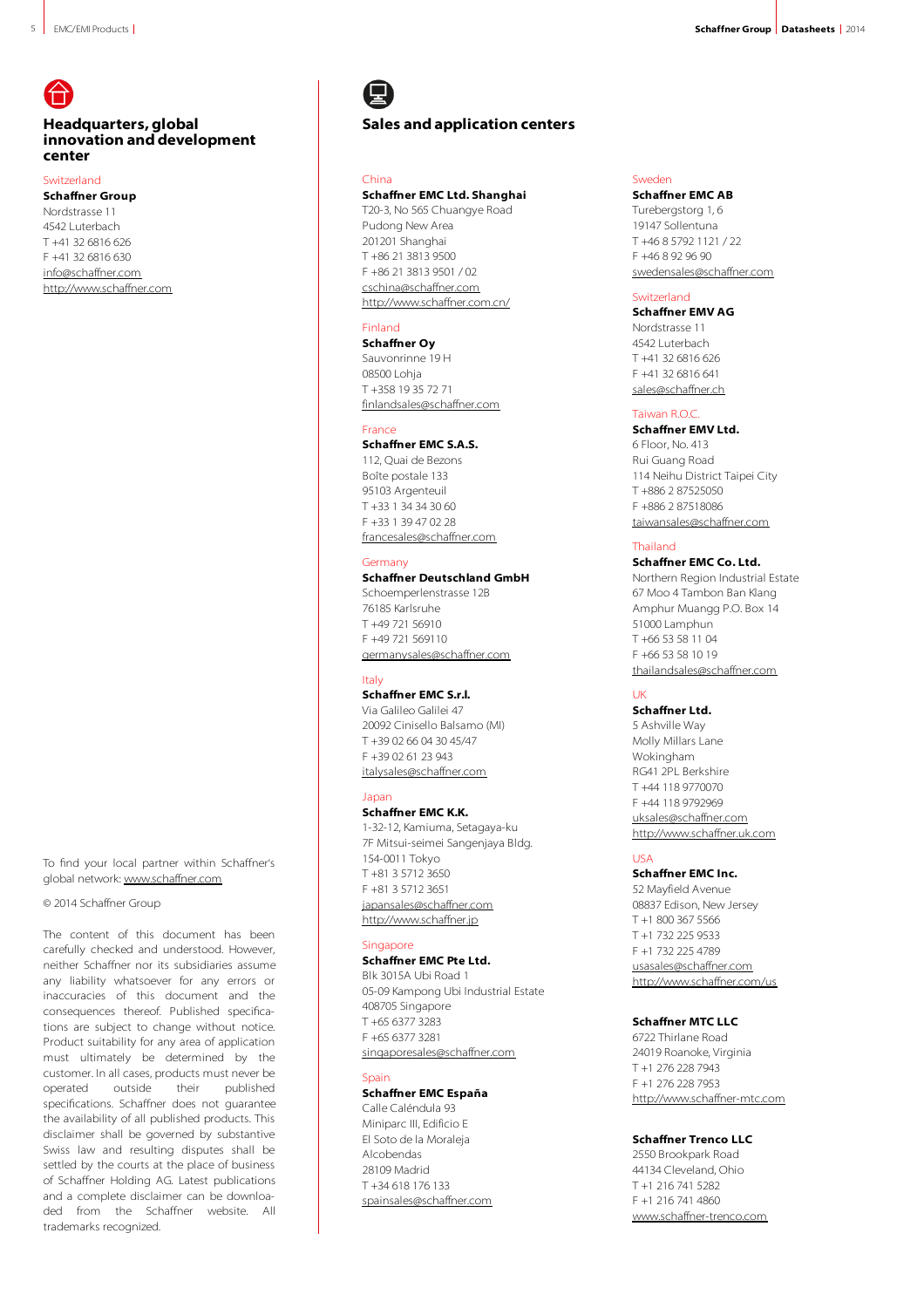## Headquarters, global innovation and development center

Switzerland

**Schaffner Group**
Nordstrasse 11
4542 Luterbach
T +41 32 6816 626
F +41 32 6816 630
info@schaffner.com
http://www.schaffner.com

To find your local partner within Schaffner's global network: www.schaffner.com

© 2014 Schaffner Group

The content of this document has been carefully checked and understood. However, neither Schaffner nor its subsidiaries assume any liability whatsoever for any errors or inaccuracies of this document and the consequences thereof. Published specifications are subject to change without notice. Product suitability for any area of application must ultimately be determined by the customer. In all cases, products must never be operated outside their published specifications. Schaffner does not guarantee the availability of all published products. This disclaimer shall be governed by substantive Swiss law and resulting disputes shall be settled by the courts at the place of business of Schaffner Holding AG. Latest publications and a complete disclaimer can be downloaded from the Schaffner website. All trademarks recognized.

## Sales and application centers

China

**Schaffner EMC Ltd. Shanghai**
T20-3, No 565 Chuangye Road
Pudong New Area
201201 Shanghai
T +86 21 3813 9500
F +86 21 3813 9501 / 02
cschina@schaffner.com
http://www.schaffner.com.cn/

Finland

**Schaffner Oy**
Sauvonrinne 19 H
08500 Lohja
T +358 19 35 72 71
finlandsales@schaffner.com

France

**Schaffner EMC S.A.S.**
112, Quai de Bezons
Boîte postale 133
95103 Argenteuil
T +33 1 34 34 30 60
F +33 1 39 47 02 28
francesales@schaffner.com

Germany

**Schaffner Deutschland GmbH**
Schoemperlenstrasse 12B
76185 Karlsruhe
T +49 721 56910
F +49 721 569110
germanysales@schaffner.com

Italy

**Schaffner EMC S.r.l.**
Via Galileo Galilei 47
20092 Cinisello Balsamo (MI)
T +39 02 66 04 30 45/47
F +39 02 61 23 943
italysales@schaffner.com

Japan

**Schaffner EMC K.K.**
1-32-12, Kamiuma, Setagaya-ku
7F Mitsui-seimei Sangenjaya Bldg.
154-0011 Tokyo
T +81 3 5712 3650
F +81 3 5712 3651
japansales@schaffner.com
http://www.schaffner.jp

Singapore

**Schaffner EMC Pte Ltd.**
Blk 3015A Ubi Road 1
05-09 Kampong Ubi Industrial Estate
408705 Singapore
T +65 6377 3283
F +65 6377 3281
singaporesales@schaffner.com

Spain

**Schaffner EMC España**
Calle Caléndula 93
Miniparc III, Edificio E
El Soto de la Moraleja
Alcobendas
28109 Madrid
T +34 618 176 133
spainsales@schaffner.com

Sweden

**Schaffner EMC AB**
Turebergstorg 1, 6
19147 Sollentuna
T +46 8 5792 1121 / 22
F +46 8 92 96 90
swedensales@schaffner.com

Switzerland

**Schaffner EMV AG**
Nordstrasse 11
4542 Luterbach
T +41 32 6816 626
F +41 32 6816 641
sales@schaffner.ch

Taiwan R.O.C.

**Schaffner EMV Ltd.**
6 Floor, No. 413
Rui Guang Road
114 Neihu District Taipei City
T +886 2 87525050
F +886 2 87518086
taiwansales@schaffner.com

Thailand

**Schaffner EMC Co. Ltd.**
Northern Region Industrial Estate
67 Moo 4 Tambon Ban Klang
Amphur Muangg P.O. Box 14
51000 Lamphun
T +66 53 58 11 04
F +66 53 58 10 19
thailandsales@schaffner.com

UK

**Schaffner Ltd.**
5 Ashville Way
Molly Millars Lane
Wokingham
RG41 2PL Berkshire
T +44 118 9770070
F +44 118 9792969
uksales@schaffner.com
http://www.schaffner.uk.com

USA

**Schaffner EMC Inc.**
52 Mayfield Avenue
08837 Edison, New Jersey
T +1 800 367 5566
T +1 732 225 9533
F +1 732 225 4789
usasales@schaffner.com
http://www.schaffner.com/us

**Schaffner MTC LLC**
6722 Thirlane Road
24019 Roanoke, Virginia
T +1 276 228 7943
F +1 276 228 7953
http://www.schaffner-mtc.com

**Schaffner Trenco LLC**
2550 Brookpark Road
44134 Cleveland, Ohio
T +1 216 741 5282
F +1 216 741 4860
www.schaffner-trenco.com